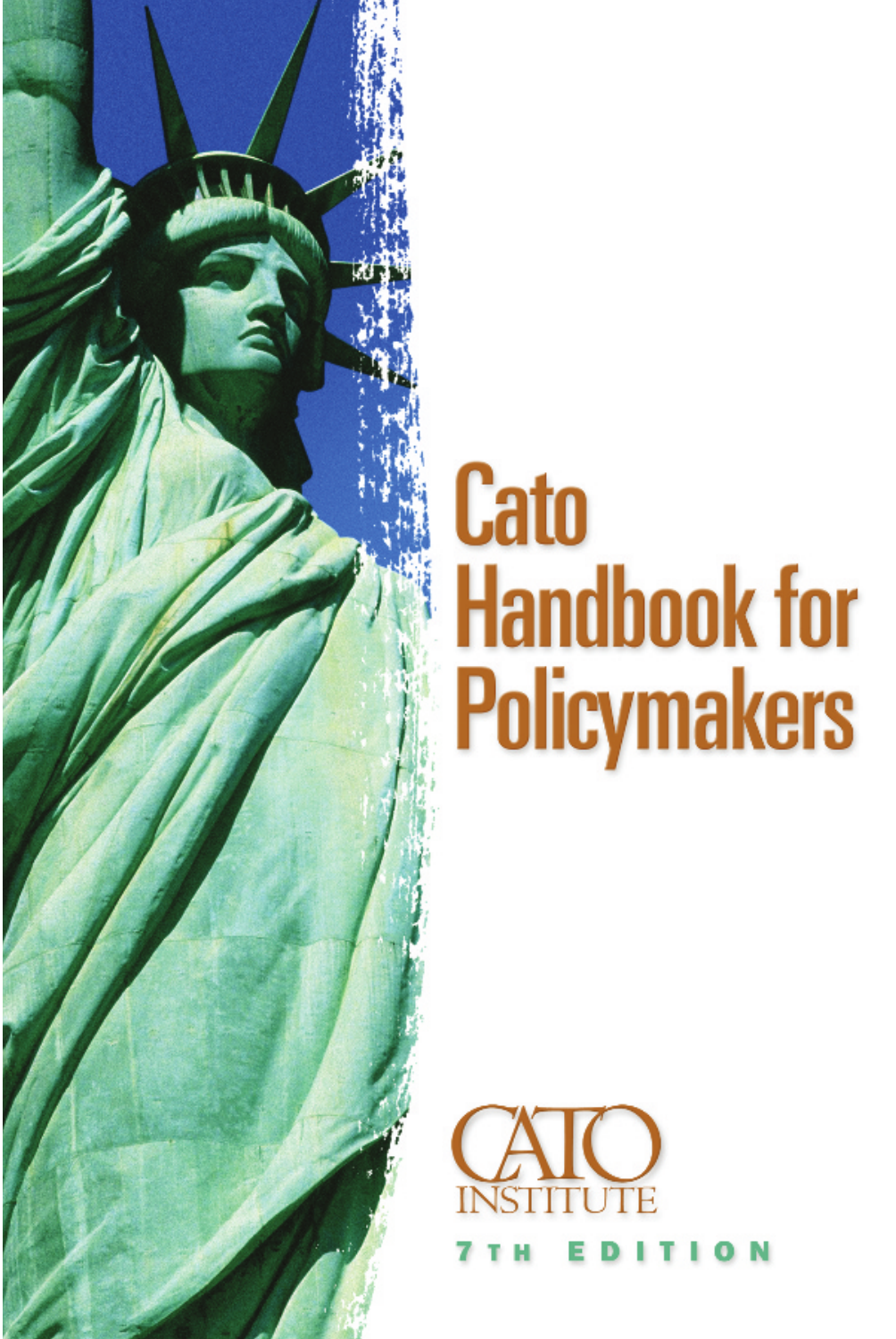# Cato Handbook for Policymakers

CATO INSTITUTE

7TH EDITION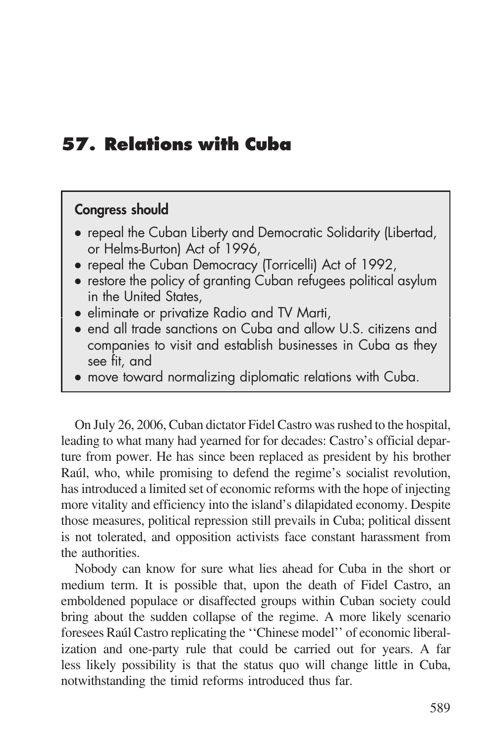# 57. Relations with Cuba

**Congress should**

- repeal the Cuban Liberty and Democratic Solidarity (Libertad, or Helms-Burton) Act of 1996,
- repeal the Cuban Democracy (Torricelli) Act of 1992,
- restore the policy of granting Cuban refugees political asylum in the United States,
- eliminate or privatize Radio and TV Marti,
- end all trade sanctions on Cuba and allow U.S. citizens and companies to visit and establish businesses in Cuba as they see fit, and
- move toward normalizing diplomatic relations with Cuba.

On July 26, 2006, Cuban dictator Fidel Castro was rushed to the hospital, leading to what many had yearned for for decades: Castro's official departure from power. He has since been replaced as president by his brother Raúl, who, while promising to defend the regime's socialist revolution, has introduced a limited set of economic reforms with the hope of injecting more vitality and efficiency into the island's dilapidated economy. Despite those measures, political repression still prevails in Cuba; political dissent is not tolerated, and opposition activists face constant harassment from the authorities.

Nobody can know for sure what lies ahead for Cuba in the short or medium term. It is possible that, upon the death of Fidel Castro, an emboldened populace or disaffected groups within Cuban society could bring about the sudden collapse of the regime. A more likely scenario foresees Raúl Castro replicating the "Chinese model" of economic liberalization and one-party rule that could be carried out for years. A far less likely possibility is that the status quo will change little in Cuba, notwithstanding the timid reforms introduced thus far.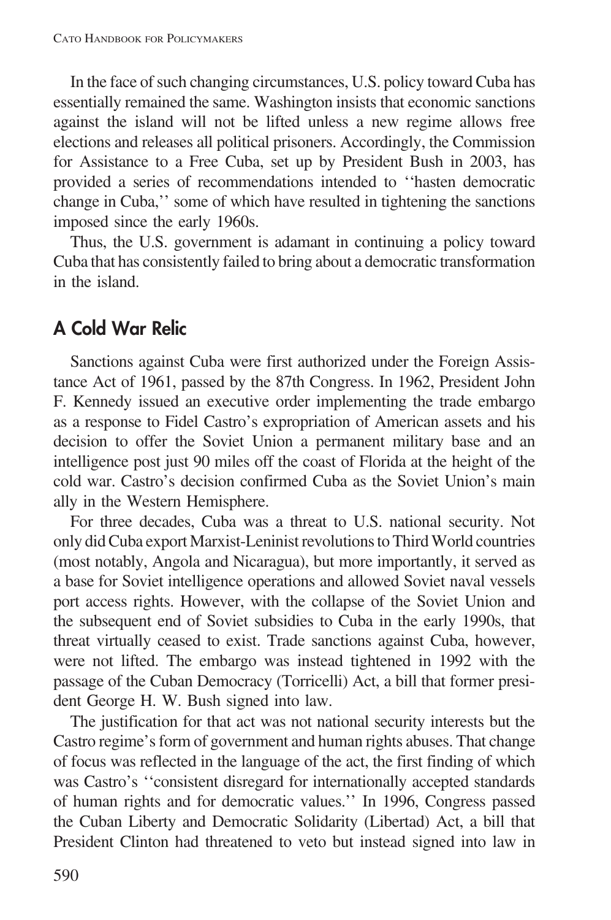In the face of such changing circumstances, U.S. policy toward Cuba has essentially remained the same. Washington insists that economic sanctions against the island will not be lifted unless a new regime allows free elections and releases all political prisoners. Accordingly, the Commission for Assistance to a Free Cuba, set up by President Bush in 2003, has provided a series of recommendations intended to ''hasten democratic change in Cuba,'' some of which have resulted in tightening the sanctions imposed since the early 1960s.

Thus, the U.S. government is adamant in continuing a policy toward Cuba that has consistently failed to bring about a democratic transformation in the island.

## A Cold War Relic

Sanctions against Cuba were first authorized under the Foreign Assistance Act of 1961, passed by the 87th Congress. In 1962, President John F. Kennedy issued an executive order implementing the trade embargo as a response to Fidel Castro's expropriation of American assets and his decision to offer the Soviet Union a permanent military base and an intelligence post just 90 miles off the coast of Florida at the height of the cold war. Castro's decision confirmed Cuba as the Soviet Union's main ally in the Western Hemisphere.

For three decades, Cuba was a threat to U.S. national security. Not only did Cuba export Marxist-Leninist revolutions to Third World countries (most notably, Angola and Nicaragua), but more importantly, it served as a base for Soviet intelligence operations and allowed Soviet naval vessels port access rights. However, with the collapse of the Soviet Union and the subsequent end of Soviet subsidies to Cuba in the early 1990s, that threat virtually ceased to exist. Trade sanctions against Cuba, however, were not lifted. The embargo was instead tightened in 1992 with the passage of the Cuban Democracy (Torricelli) Act, a bill that former president George H. W. Bush signed into law.

The justification for that act was not national security interests but the Castro regime's form of government and human rights abuses. That change of focus was reflected in the language of the act, the first finding of which was Castro's ''consistent disregard for internationally accepted standards of human rights and for democratic values.'' In 1996, Congress passed the Cuban Liberty and Democratic Solidarity (Libertad) Act, a bill that President Clinton had threatened to veto but instead signed into law in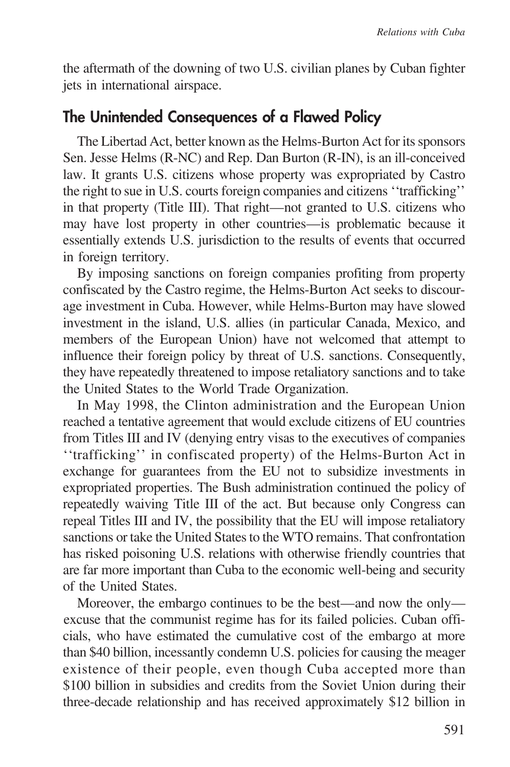the aftermath of the downing of two U.S. civilian planes by Cuban fighter jets in international airspace.

## The Unintended Consequences of a Flawed Policy

The Libertad Act, better known as the Helms-Burton Act for its sponsors Sen. Jesse Helms (R-NC) and Rep. Dan Burton (R-IN), is an ill-conceived law. It grants U.S. citizens whose property was expropriated by Castro the right to sue in U.S. courts foreign companies and citizens ''trafficking'' in that property (Title III). That right—not granted to U.S. citizens who may have lost property in other countries—is problematic because it essentially extends U.S. jurisdiction to the results of events that occurred in foreign territory.

By imposing sanctions on foreign companies profiting from property confiscated by the Castro regime, the Helms-Burton Act seeks to discourage investment in Cuba. However, while Helms-Burton may have slowed investment in the island, U.S. allies (in particular Canada, Mexico, and members of the European Union) have not welcomed that attempt to influence their foreign policy by threat of U.S. sanctions. Consequently, they have repeatedly threatened to impose retaliatory sanctions and to take the United States to the World Trade Organization.

In May 1998, the Clinton administration and the European Union reached a tentative agreement that would exclude citizens of EU countries from Titles III and IV (denying entry visas to the executives of companies ''trafficking'' in confiscated property) of the Helms-Burton Act in exchange for guarantees from the EU not to subsidize investments in expropriated properties. The Bush administration continued the policy of repeatedly waiving Title III of the act. But because only Congress can repeal Titles III and IV, the possibility that the EU will impose retaliatory sanctions or take the United States to the WTO remains. That confrontation has risked poisoning U.S. relations with otherwise friendly countries that are far more important than Cuba to the economic well-being and security of the United States.

Moreover, the embargo continues to be the best—and now the only—excuse that the communist regime has for its failed policies. Cuban officials, who have estimated the cumulative cost of the embargo at more than \$40 billion, incessantly condemn U.S. policies for causing the meager existence of their people, even though Cuba accepted more than \$100 billion in subsidies and credits from the Soviet Union during their three-decade relationship and has received approximately \$12 billion in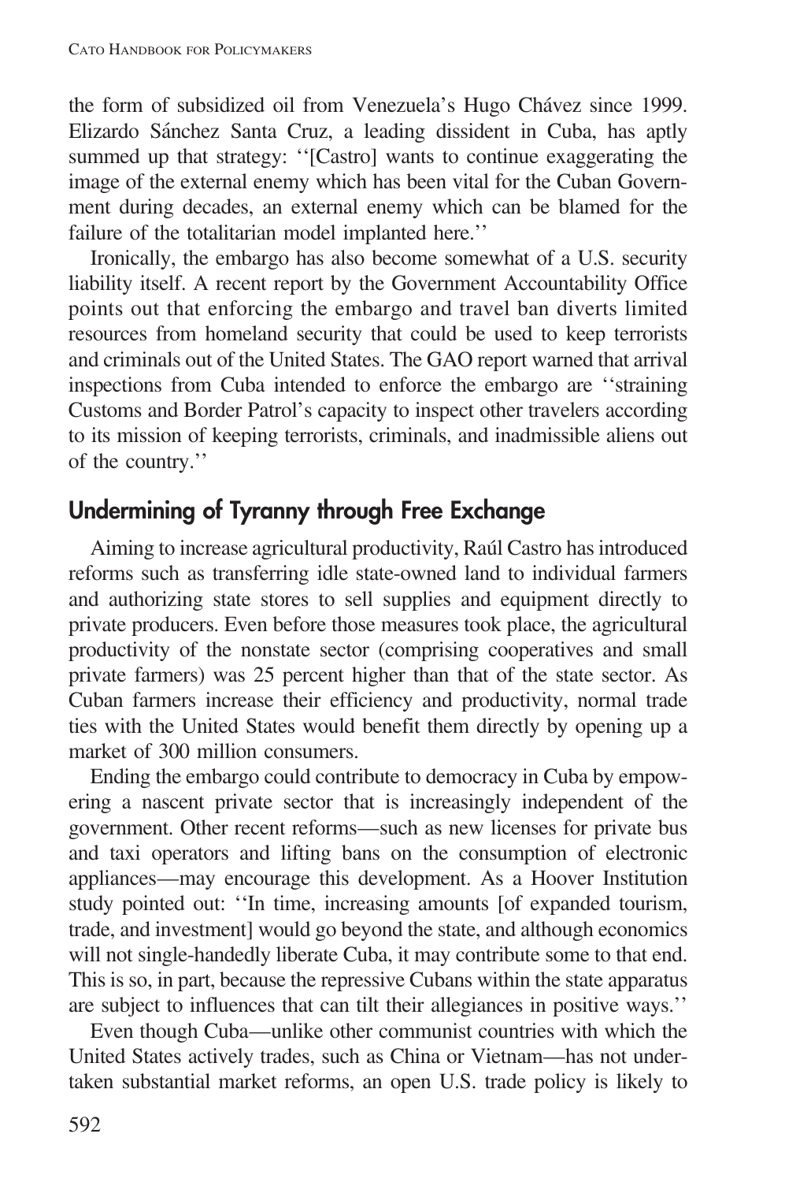the form of subsidized oil from Venezuela's Hugo Chávez since 1999. Elizardo Sánchez Santa Cruz, a leading dissident in Cuba, has aptly summed up that strategy: ''[Castro] wants to continue exaggerating the image of the external enemy which has been vital for the Cuban Government during decades, an external enemy which can be blamed for the failure of the totalitarian model implanted here.''

Ironically, the embargo has also become somewhat of a U.S. security liability itself. A recent report by the Government Accountability Office points out that enforcing the embargo and travel ban diverts limited resources from homeland security that could be used to keep terrorists and criminals out of the United States. The GAO report warned that arrival inspections from Cuba intended to enforce the embargo are ''straining Customs and Border Patrol's capacity to inspect other travelers according to its mission of keeping terrorists, criminals, and inadmissible aliens out of the country.''

## Undermining of Tyranny through Free Exchange

Aiming to increase agricultural productivity, Raúl Castro has introduced reforms such as transferring idle state-owned land to individual farmers and authorizing state stores to sell supplies and equipment directly to private producers. Even before those measures took place, the agricultural productivity of the nonstate sector (comprising cooperatives and small private farmers) was 25 percent higher than that of the state sector. As Cuban farmers increase their efficiency and productivity, normal trade ties with the United States would benefit them directly by opening up a market of 300 million consumers.

Ending the embargo could contribute to democracy in Cuba by empowering a nascent private sector that is increasingly independent of the government. Other recent reforms—such as new licenses for private bus and taxi operators and lifting bans on the consumption of electronic appliances—may encourage this development. As a Hoover Institution study pointed out: ''In time, increasing amounts [of expanded tourism, trade, and investment] would go beyond the state, and although economics will not single-handedly liberate Cuba, it may contribute some to that end. This is so, in part, because the repressive Cubans within the state apparatus are subject to influences that can tilt their allegiances in positive ways.''

Even though Cuba—unlike other communist countries with which the United States actively trades, such as China or Vietnam—has not undertaken substantial market reforms, an open U.S. trade policy is likely to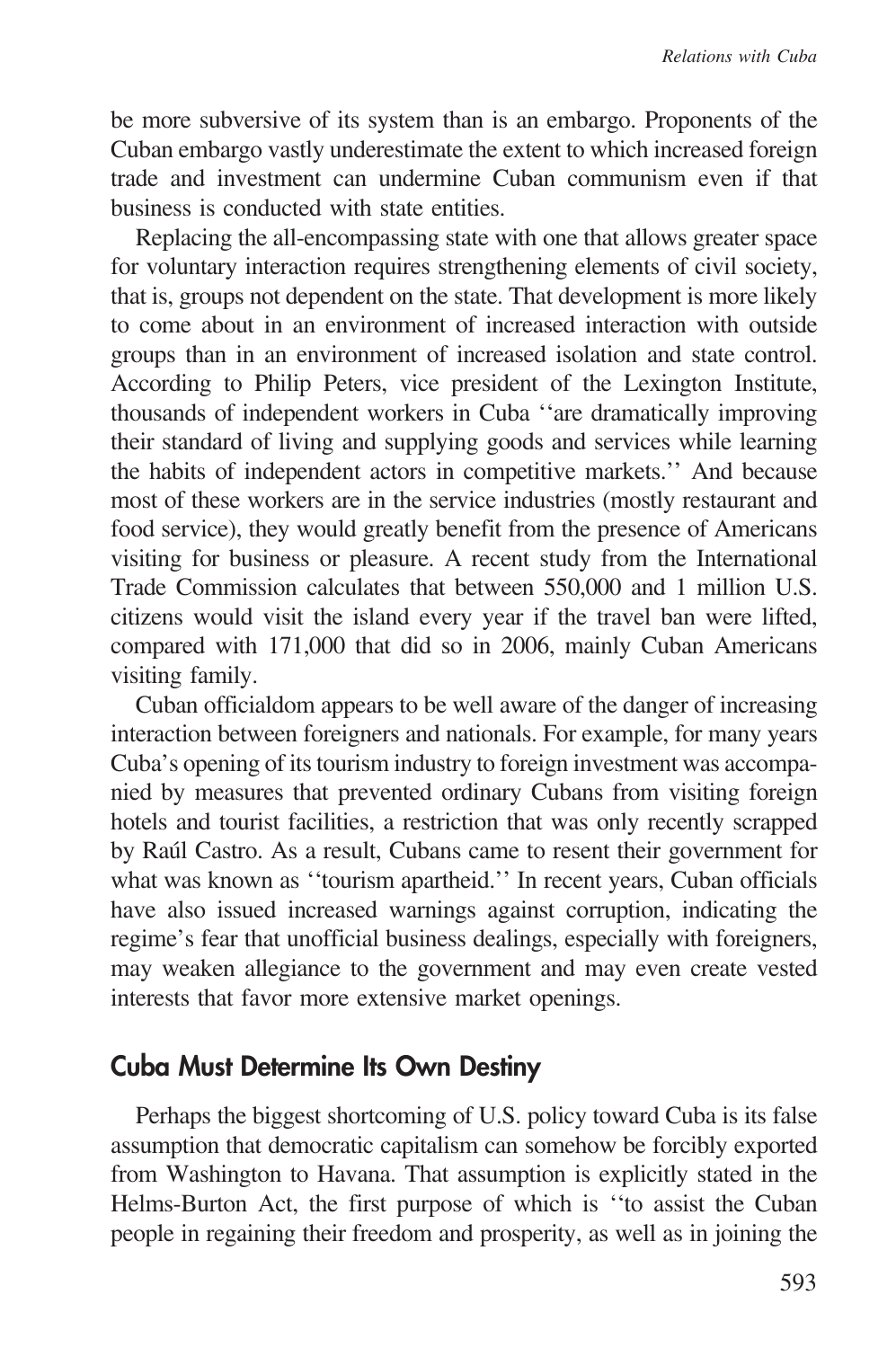be more subversive of its system than is an embargo. Proponents of the Cuban embargo vastly underestimate the extent to which increased foreign trade and investment can undermine Cuban communism even if that business is conducted with state entities.

Replacing the all-encompassing state with one that allows greater space for voluntary interaction requires strengthening elements of civil society, that is, groups not dependent on the state. That development is more likely to come about in an environment of increased interaction with outside groups than in an environment of increased isolation and state control. According to Philip Peters, vice president of the Lexington Institute, thousands of independent workers in Cuba ''are dramatically improving their standard of living and supplying goods and services while learning the habits of independent actors in competitive markets.'' And because most of these workers are in the service industries (mostly restaurant and food service), they would greatly benefit from the presence of Americans visiting for business or pleasure. A recent study from the International Trade Commission calculates that between 550,000 and 1 million U.S. citizens would visit the island every year if the travel ban were lifted, compared with 171,000 that did so in 2006, mainly Cuban Americans visiting family.

Cuban officialdom appears to be well aware of the danger of increasing interaction between foreigners and nationals. For example, for many years Cuba's opening of its tourism industry to foreign investment was accompanied by measures that prevented ordinary Cubans from visiting foreign hotels and tourist facilities, a restriction that was only recently scrapped by Raúl Castro. As a result, Cubans came to resent their government for what was known as ''tourism apartheid.'' In recent years, Cuban officials have also issued increased warnings against corruption, indicating the regime's fear that unofficial business dealings, especially with foreigners, may weaken allegiance to the government and may even create vested interests that favor more extensive market openings.

## Cuba Must Determine Its Own Destiny

Perhaps the biggest shortcoming of U.S. policy toward Cuba is its false assumption that democratic capitalism can somehow be forcibly exported from Washington to Havana. That assumption is explicitly stated in the Helms-Burton Act, the first purpose of which is ''to assist the Cuban people in regaining their freedom and prosperity, as well as in joining the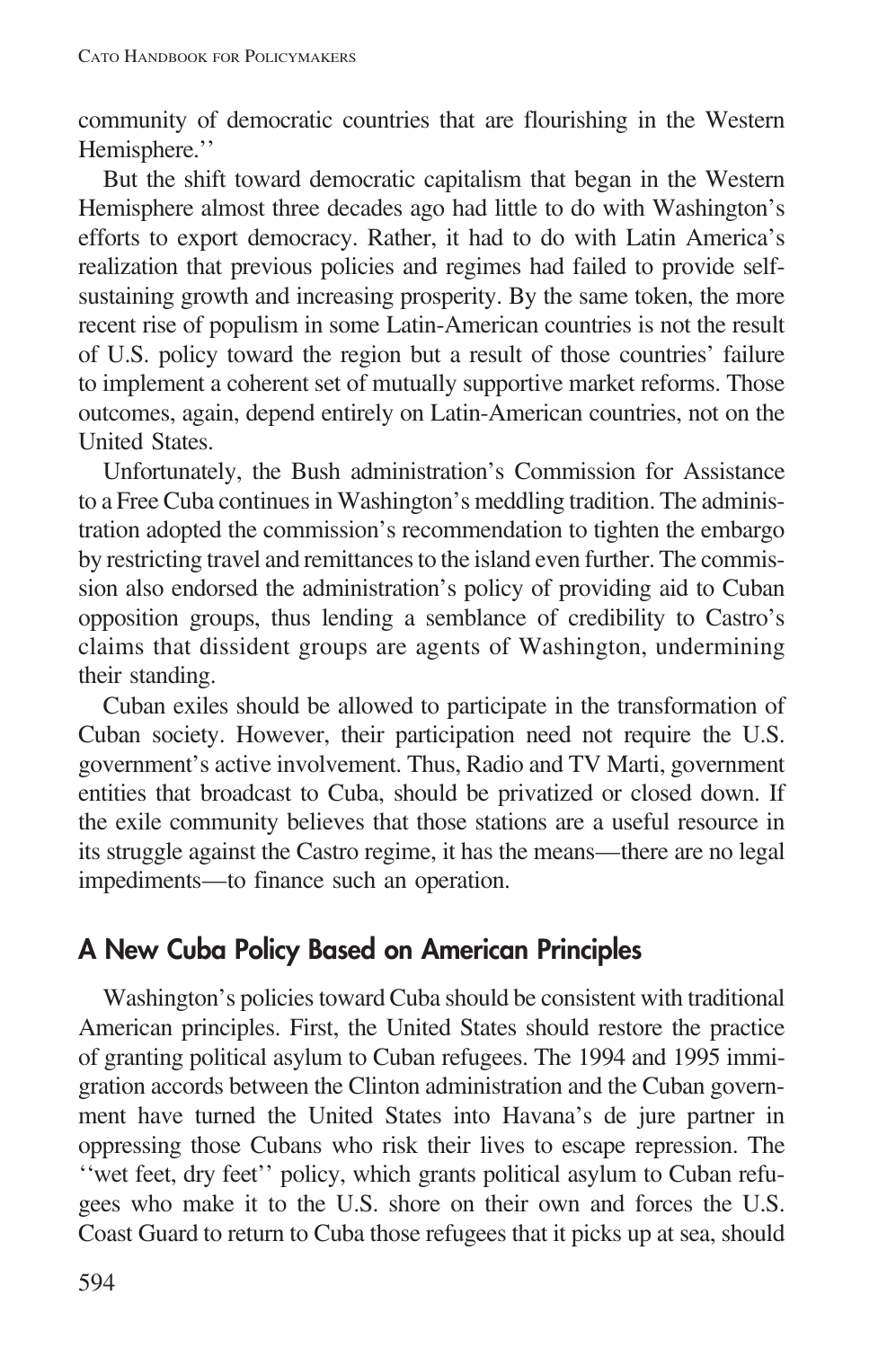community of democratic countries that are flourishing in the Western Hemisphere.''

But the shift toward democratic capitalism that began in the Western Hemisphere almost three decades ago had little to do with Washington's efforts to export democracy. Rather, it had to do with Latin America's realization that previous policies and regimes had failed to provide self-sustaining growth and increasing prosperity. By the same token, the more recent rise of populism in some Latin-American countries is not the result of U.S. policy toward the region but a result of those countries' failure to implement a coherent set of mutually supportive market reforms. Those outcomes, again, depend entirely on Latin-American countries, not on the United States.

Unfortunately, the Bush administration's Commission for Assistance to a Free Cuba continues in Washington's meddling tradition. The administration adopted the commission's recommendation to tighten the embargo by restricting travel and remittances to the island even further. The commission also endorsed the administration's policy of providing aid to Cuban opposition groups, thus lending a semblance of credibility to Castro's claims that dissident groups are agents of Washington, undermining their standing.

Cuban exiles should be allowed to participate in the transformation of Cuban society. However, their participation need not require the U.S. government's active involvement. Thus, Radio and TV Marti, government entities that broadcast to Cuba, should be privatized or closed down. If the exile community believes that those stations are a useful resource in its struggle against the Castro regime, it has the means—there are no legal impediments—to finance such an operation.

## A New Cuba Policy Based on American Principles

Washington's policies toward Cuba should be consistent with traditional American principles. First, the United States should restore the practice of granting political asylum to Cuban refugees. The 1994 and 1995 immigration accords between the Clinton administration and the Cuban government have turned the United States into Havana's de jure partner in oppressing those Cubans who risk their lives to escape repression. The ''wet feet, dry feet'' policy, which grants political asylum to Cuban refugees who make it to the U.S. shore on their own and forces the U.S. Coast Guard to return to Cuba those refugees that it picks up at sea, should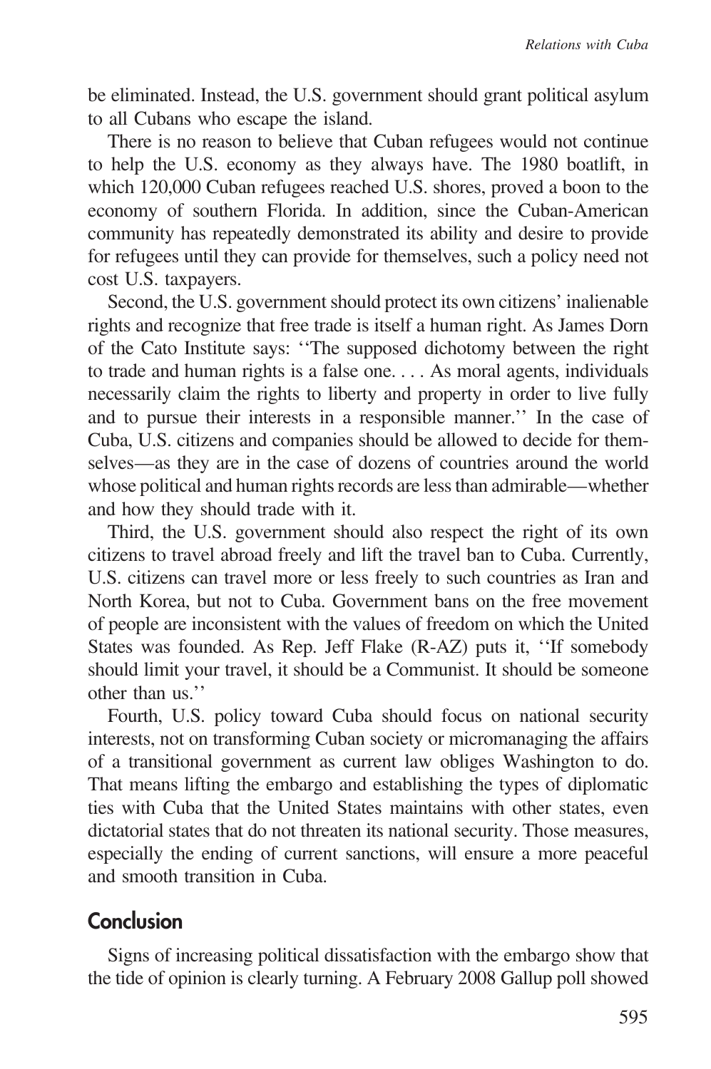be eliminated. Instead, the U.S. government should grant political asylum to all Cubans who escape the island.

There is no reason to believe that Cuban refugees would not continue to help the U.S. economy as they always have. The 1980 boatlift, in which 120,000 Cuban refugees reached U.S. shores, proved a boon to the economy of southern Florida. In addition, since the Cuban-American community has repeatedly demonstrated its ability and desire to provide for refugees until they can provide for themselves, such a policy need not cost U.S. taxpayers.

Second, the U.S. government should protect its own citizens' inalienable rights and recognize that free trade is itself a human right. As James Dorn of the Cato Institute says: ''The supposed dichotomy between the right to trade and human rights is a false one. . . . As moral agents, individuals necessarily claim the rights to liberty and property in order to live fully and to pursue their interests in a responsible manner.'' In the case of Cuba, U.S. citizens and companies should be allowed to decide for themselves—as they are in the case of dozens of countries around the world whose political and human rights records are less than admirable—whether and how they should trade with it.

Third, the U.S. government should also respect the right of its own citizens to travel abroad freely and lift the travel ban to Cuba. Currently, U.S. citizens can travel more or less freely to such countries as Iran and North Korea, but not to Cuba. Government bans on the free movement of people are inconsistent with the values of freedom on which the United States was founded. As Rep. Jeff Flake (R-AZ) puts it, ''If somebody should limit your travel, it should be a Communist. It should be someone other than us.''

Fourth, U.S. policy toward Cuba should focus on national security interests, not on transforming Cuban society or micromanaging the affairs of a transitional government as current law obliges Washington to do. That means lifting the embargo and establishing the types of diplomatic ties with Cuba that the United States maintains with other states, even dictatorial states that do not threaten its national security. Those measures, especially the ending of current sanctions, will ensure a more peaceful and smooth transition in Cuba.

## Conclusion

Signs of increasing political dissatisfaction with the embargo show that the tide of opinion is clearly turning. A February 2008 Gallup poll showed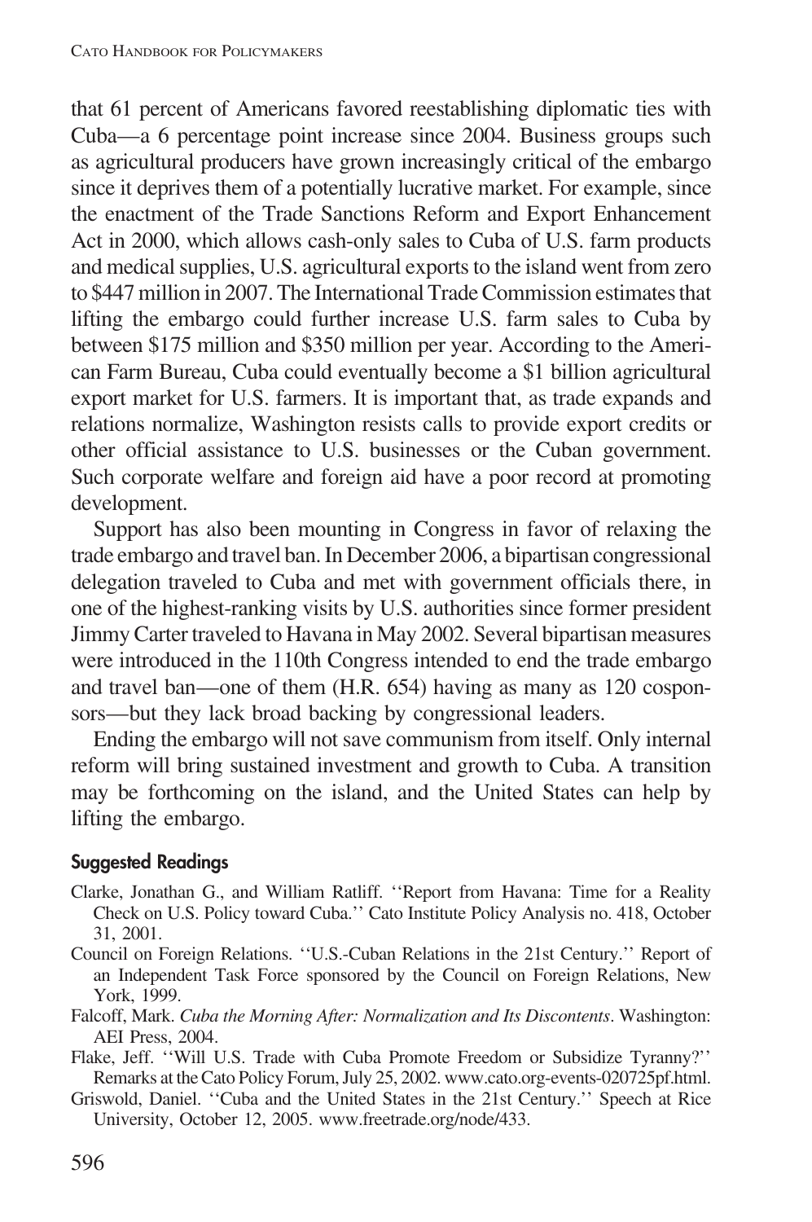that 61 percent of Americans favored reestablishing diplomatic ties with Cuba—a 6 percentage point increase since 2004. Business groups such as agricultural producers have grown increasingly critical of the embargo since it deprives them of a potentially lucrative market. For example, since the enactment of the Trade Sanctions Reform and Export Enhancement Act in 2000, which allows cash-only sales to Cuba of U.S. farm products and medical supplies, U.S. agricultural exports to the island went from zero to $447 million in 2007. The International Trade Commission estimates that lifting the embargo could further increase U.S. farm sales to Cuba by between $175 million and $350 million per year. According to the American Farm Bureau, Cuba could eventually become a $1 billion agricultural export market for U.S. farmers. It is important that, as trade expands and relations normalize, Washington resists calls to provide export credits or other official assistance to U.S. businesses or the Cuban government. Such corporate welfare and foreign aid have a poor record at promoting development.

Support has also been mounting in Congress in favor of relaxing the trade embargo and travel ban. In December 2006, a bipartisan congressional delegation traveled to Cuba and met with government officials there, in one of the highest-ranking visits by U.S. authorities since former president Jimmy Carter traveled to Havana in May 2002. Several bipartisan measures were introduced in the 110th Congress intended to end the trade embargo and travel ban—one of them (H.R. 654) having as many as 120 cosponsors—but they lack broad backing by congressional leaders.

Ending the embargo will not save communism from itself. Only internal reform will bring sustained investment and growth to Cuba. A transition may be forthcoming on the island, and the United States can help by lifting the embargo.

#### Suggested Readings

Clarke, Jonathan G., and William Ratliff. ''Report from Havana: Time for a Reality Check on U.S. Policy toward Cuba.'' Cato Institute Policy Analysis no. 418, October 31, 2001.

Council on Foreign Relations. ''U.S.-Cuban Relations in the 21st Century.'' Report of an Independent Task Force sponsored by the Council on Foreign Relations, New York, 1999.

Falcoff, Mark. *Cuba the Morning After: Normalization and Its Discontents*. Washington: AEI Press, 2004.

Flake, Jeff. ''Will U.S. Trade with Cuba Promote Freedom or Subsidize Tyranny?'' Remarks at the Cato Policy Forum, July 25, 2002. www.cato.org-events-020725pf.html.

Griswold, Daniel. ''Cuba and the United States in the 21st Century.'' Speech at Rice University, October 12, 2005. www.freetrade.org/node/433.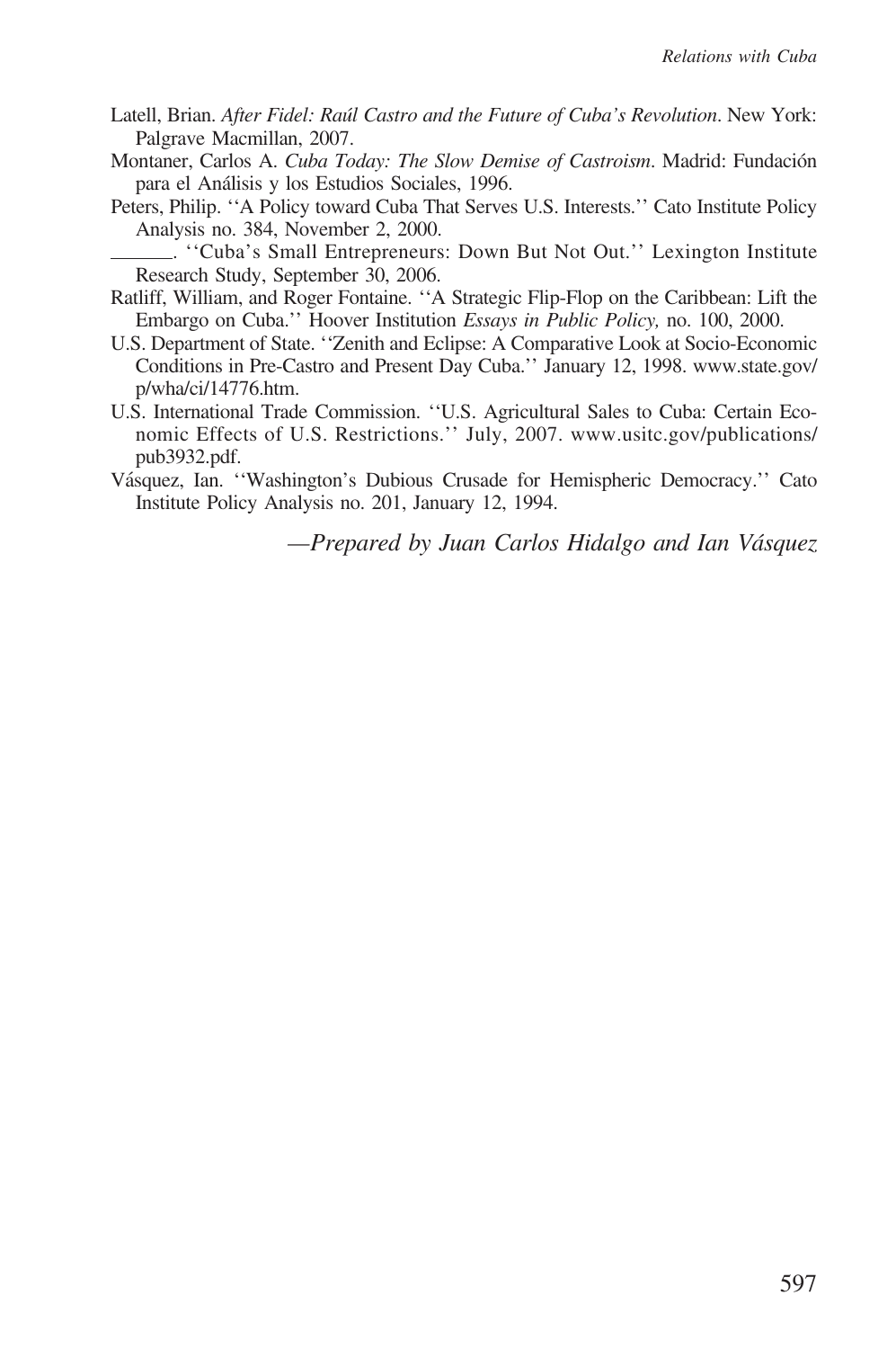Latell, Brian. *After Fidel: Raúl Castro and the Future of Cuba's Revolution*. New York: Palgrave Macmillan, 2007.

Montaner, Carlos A. *Cuba Today: The Slow Demise of Castroism*. Madrid: Fundación para el Análisis y los Estudios Sociales, 1996.

Peters, Philip. ''A Policy toward Cuba That Serves U.S. Interests.'' Cato Institute Policy Analysis no. 384, November 2, 2000.

\_\_\_\_\_\_. ''Cuba's Small Entrepreneurs: Down But Not Out.'' Lexington Institute Research Study, September 30, 2006.

Ratliff, William, and Roger Fontaine. ''A Strategic Flip-Flop on the Caribbean: Lift the Embargo on Cuba.'' Hoover Institution *Essays in Public Policy,* no. 100, 2000.

U.S. Department of State. ''Zenith and Eclipse: A Comparative Look at Socio-Economic Conditions in Pre-Castro and Present Day Cuba.'' January 12, 1998. www.state.gov/p/wha/ci/14776.htm.

U.S. International Trade Commission. ''U.S. Agricultural Sales to Cuba: Certain Economic Effects of U.S. Restrictions.'' July, 2007. www.usitc.gov/publications/pub3932.pdf.

Vásquez, Ian. ''Washington's Dubious Crusade for Hemispheric Democracy.'' Cato Institute Policy Analysis no. 201, January 12, 1994.

*—Prepared by Juan Carlos Hidalgo and Ian Vásquez*